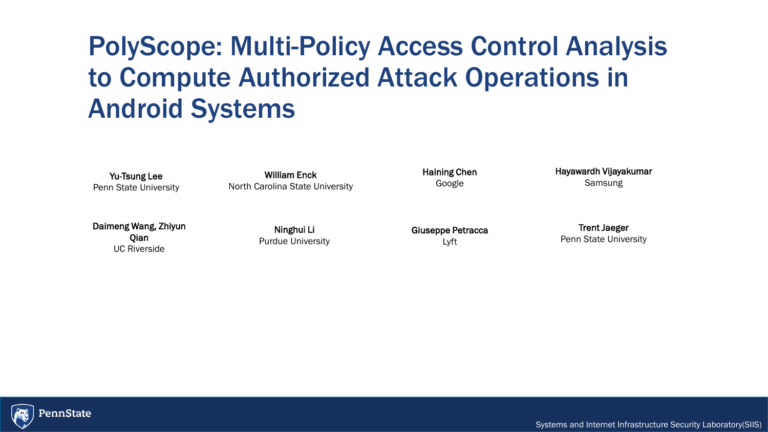# PolyScope: Multi-Policy Access Control Analysis to Compute Authorized Attack Operations in Android Systems

**Yu-Tsung Lee**
Penn State University

**William Enck**
North Carolina State University

**Haining Chen**
Google

**Hayawardh Vijayakumar**
Samsung

**Daimeng Wang, Zhiyun Qian**
UC Riverside

**Ninghui Li**
Purdue University

**Giuseppe Petracca**
Lyft

**Trent Jaeger**
Penn State University

PennState

Systems and Internet Infrastructure Security Laboratory(SIIS)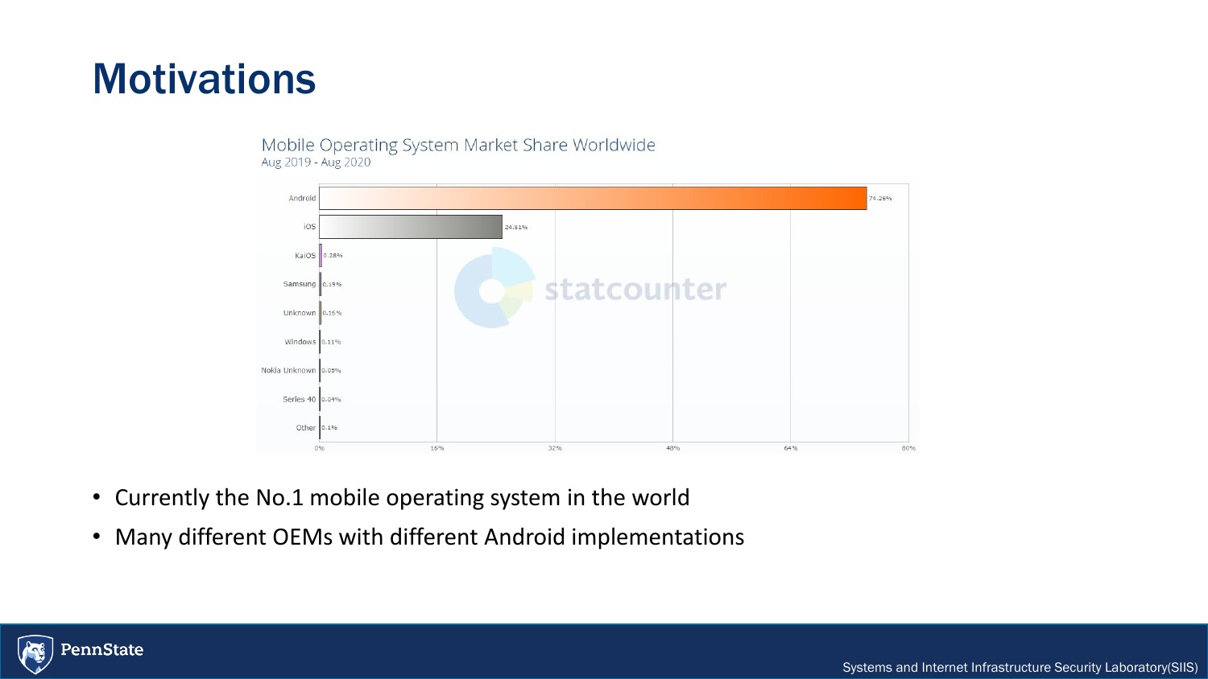# Motivations

Mobile Operating System Market Share Worldwide
Aug 2019 - Aug 2020

| OS | Market Share |
|---|---|
| Android | 74.26% |
| iOS | 24.81% |
| KaiOS | 0.28% |
| Samsung | 0.19% |
| Unknown | 0.16% |
| Windows | 0.11% |
| Nokia Unknown | 0.05% |
| Series 40 | 0.04% |
| Other | 0.1% |

- Currently the No.1 mobile operating system in the world
- Many different OEMs with different Android implementations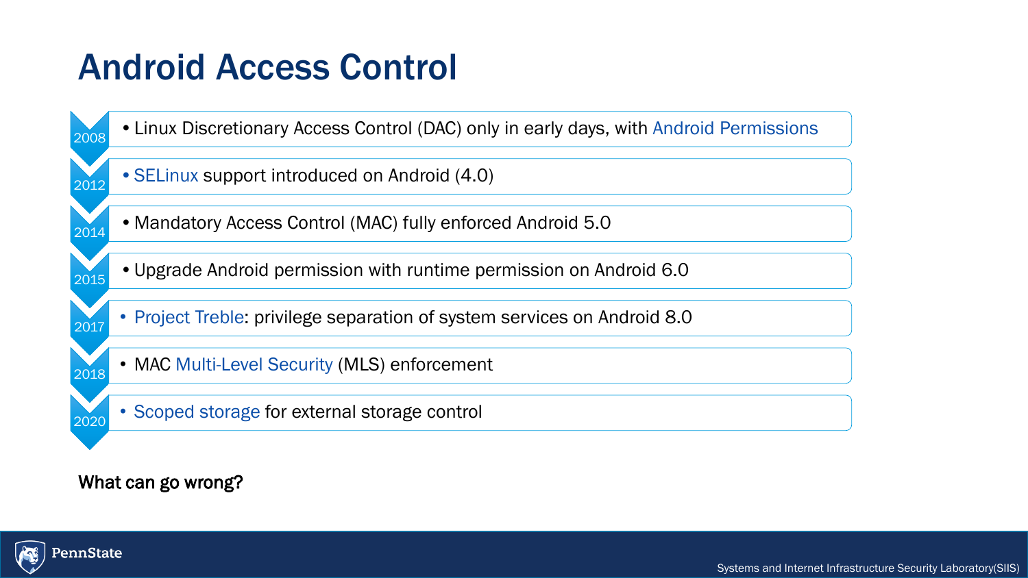# Android Access Control

- **2008**: Linux Discretionary Access Control (DAC) only in early days, with Android Permissions
- **2012**: SELinux support introduced on Android (4.0)
- **2014**: Mandatory Access Control (MAC) fully enforced Android 5.0
- **2015**: Upgrade Android permission with runtime permission on Android 6.0
- **2017**: Project Treble: privilege separation of system services on Android 8.0
- **2018**: MAC Multi-Level Security (MLS) enforcement
- **2020**: Scoped storage for external storage control

What can go wrong?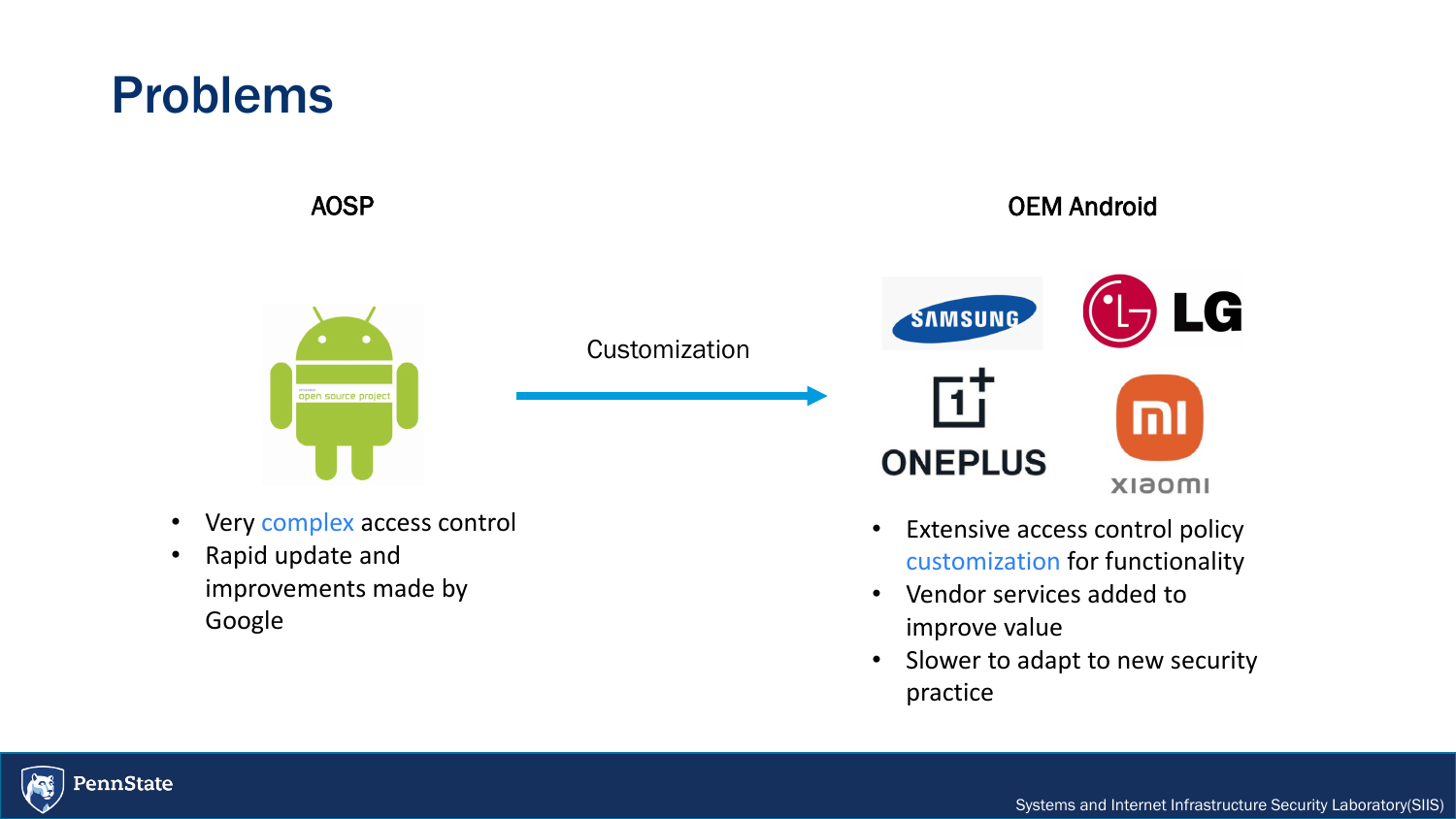# Problems

**AOSP**

- Very complex access control
- Rapid update and improvements made by Google

Customization

**OEM Android**

- Extensive access control policy customization for functionality
- Vendor services added to improve value
- Slower to adapt to new security practice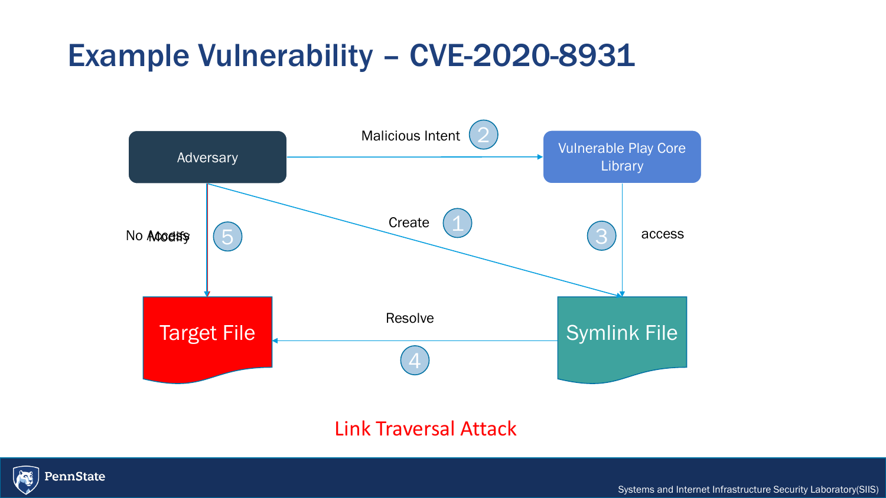# Example Vulnerability – CVE-2020-8931

Adversary

Malicious Intent (2)

Vulnerable Play Core Library

Create (1)

access (3)

No Access / Modify (5)

Target File

Resolve (4)

Symlink File

Link Traversal Attack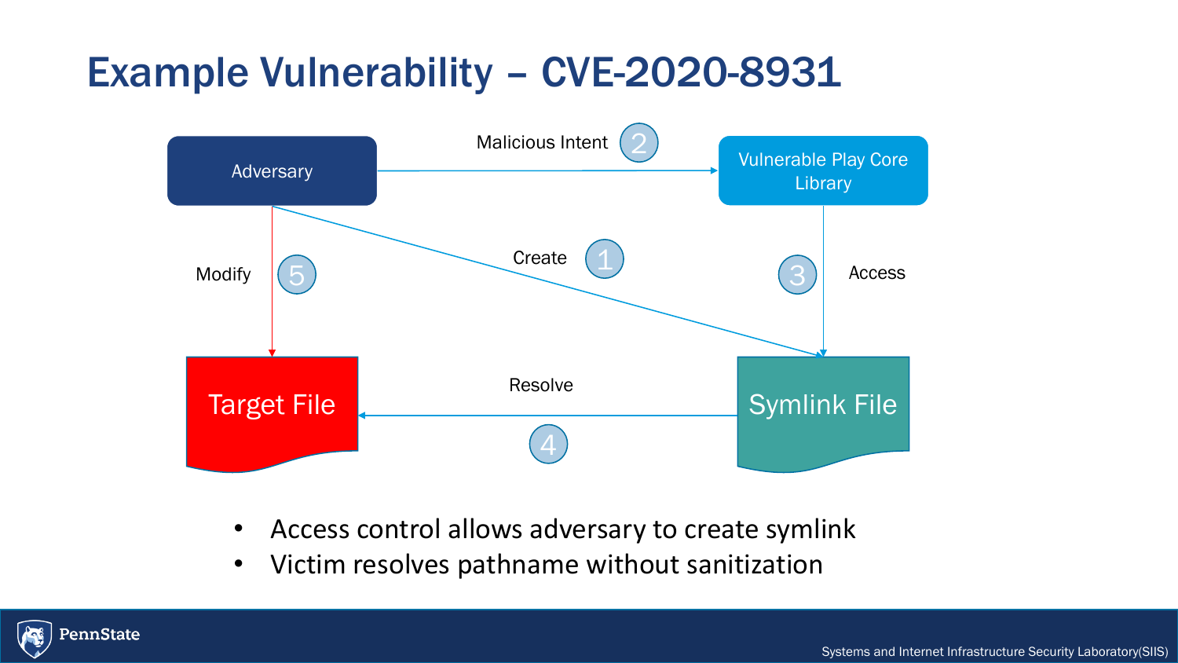# Example Vulnerability – CVE-2020-8931

Adversary

Malicious Intent (2)

Vulnerable Play Core Library

Create (1)

Modify (5)

Access (3)

Target File

Resolve (4)

Symlink File

- Access control allows adversary to create symlink
- Victim resolves pathname without sanitization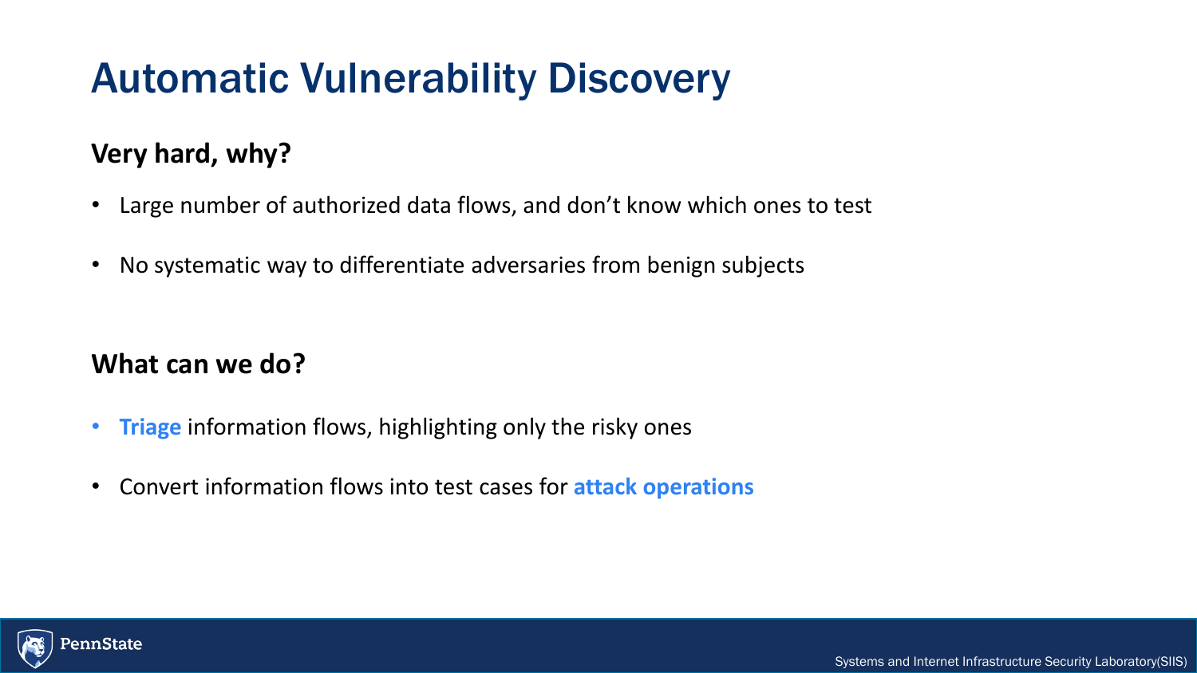# Automatic Vulnerability Discovery

**Very hard, why?**

- Large number of authorized data flows, and don't know which ones to test
- No systematic way to differentiate adversaries from benign subjects

**What can we do?**

- **Triage** information flows, highlighting only the risky ones
- Convert information flows into test cases for **attack operations**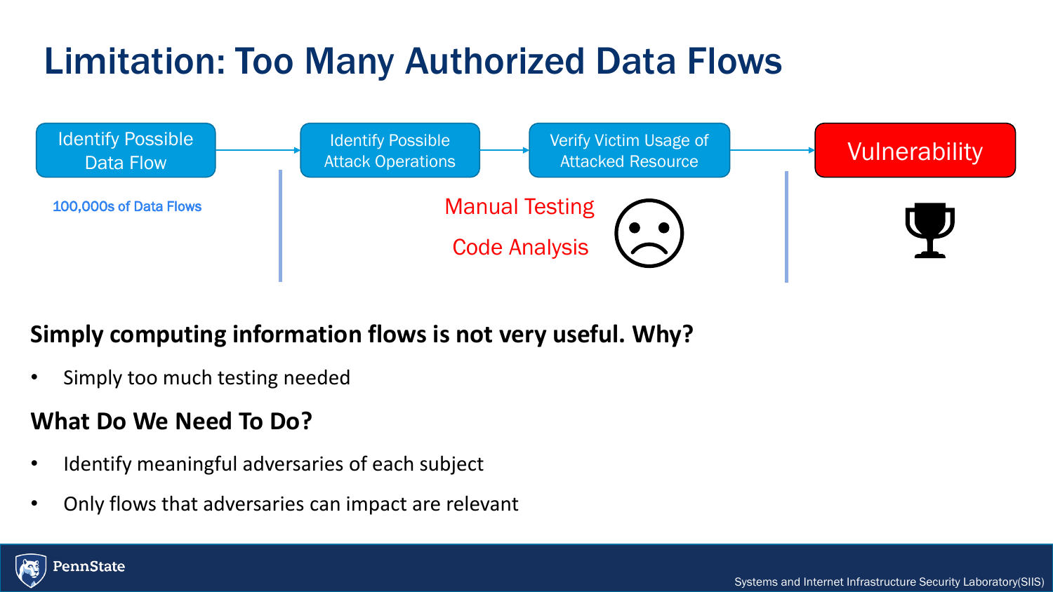# Limitation: Too Many Authorized Data Flows

Identify Possible Data Flow → Identify Possible Attack Operations → Verify Victim Usage of Attacked Resource → Vulnerability

100,000s of Data Flows

Manual Testing

Code Analysis

**Simply computing information flows is not very useful. Why?**

- Simply too much testing needed

**What Do We Need To Do?**

- Identify meaningful adversaries of each subject
- Only flows that adversaries can impact are relevant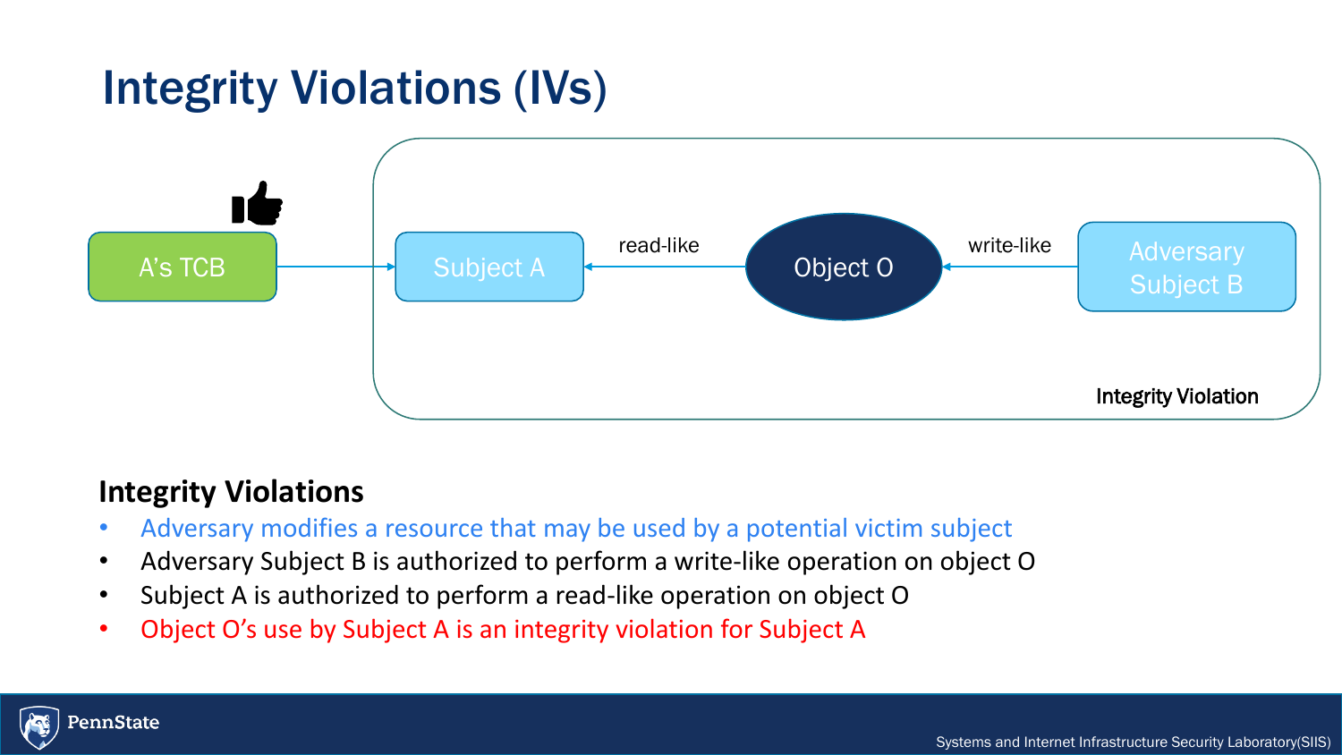# Integrity Violations (IVs)

A's TCB → Subject A ← read-like ← Object O ← write-like ← Adversary Subject B

Integrity Violation

**Integrity Violations**

- Adversary modifies a resource that may be used by a potential victim subject
- Adversary Subject B is authorized to perform a write-like operation on object O
- Subject A is authorized to perform a read-like operation on object O
- Object O's use by Subject A is an integrity violation for Subject A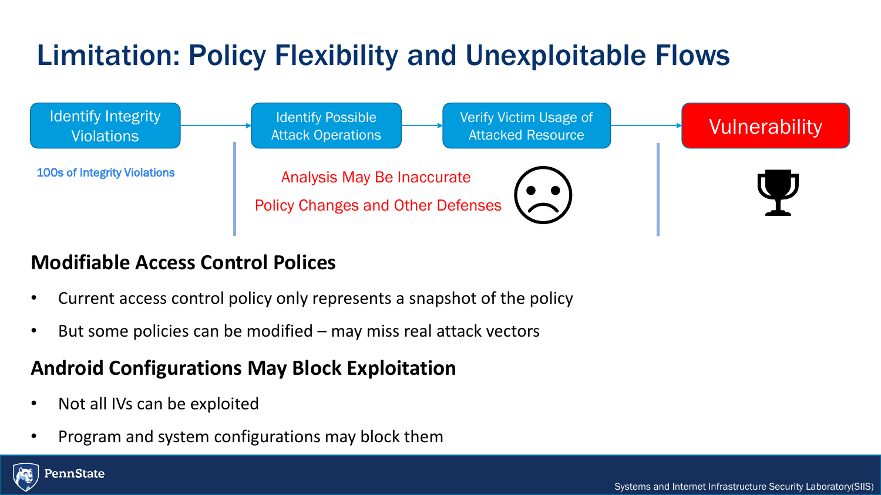# Limitation: Policy Flexibility and Unexploitable Flows

Identify Integrity Violations → Identify Possible Attack Operations → Verify Victim Usage of Attacked Resource → Vulnerability

100s of Integrity Violations

Analysis May Be Inaccurate

Policy Changes and Other Defenses

## Modifiable Access Control Polices

- Current access control policy only represents a snapshot of the policy
- But some policies can be modified – may miss real attack vectors

## Android Configurations May Block Exploitation

- Not all IVs can be exploited
- Program and system configurations may block them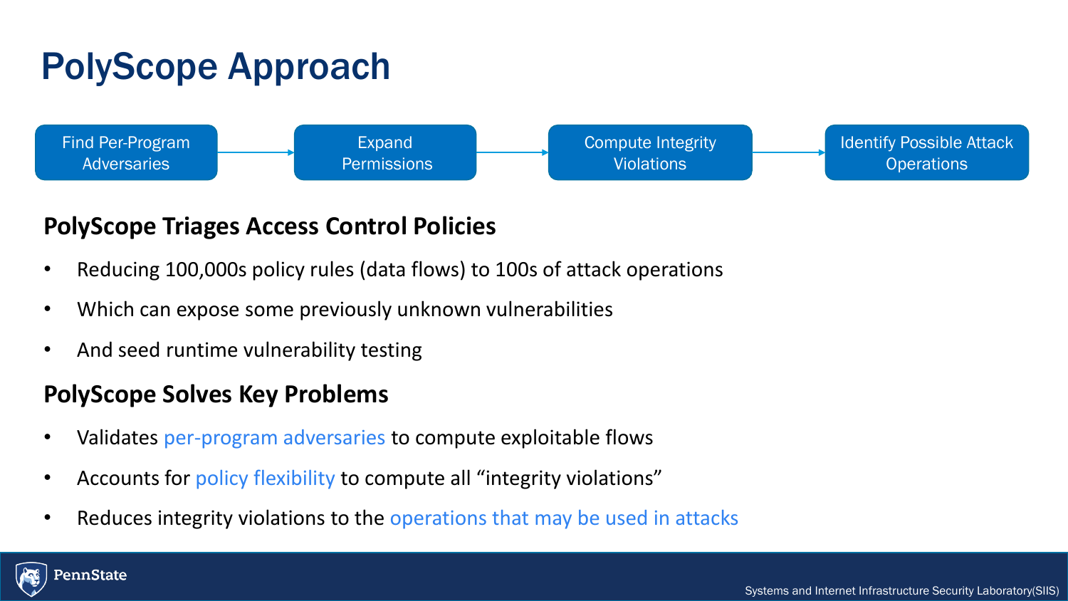# PolyScope Approach

Find Per-Program Adversaries → Expand Permissions → Compute Integrity Violations → Identify Possible Attack Operations

## PolyScope Triages Access Control Policies

- Reducing 100,000s policy rules (data flows) to 100s of attack operations
- Which can expose some previously unknown vulnerabilities
- And seed runtime vulnerability testing

## PolyScope Solves Key Problems

- Validates per-program adversaries to compute exploitable flows
- Accounts for policy flexibility to compute all “integrity violations”
- Reduces integrity violations to the operations that may be used in attacks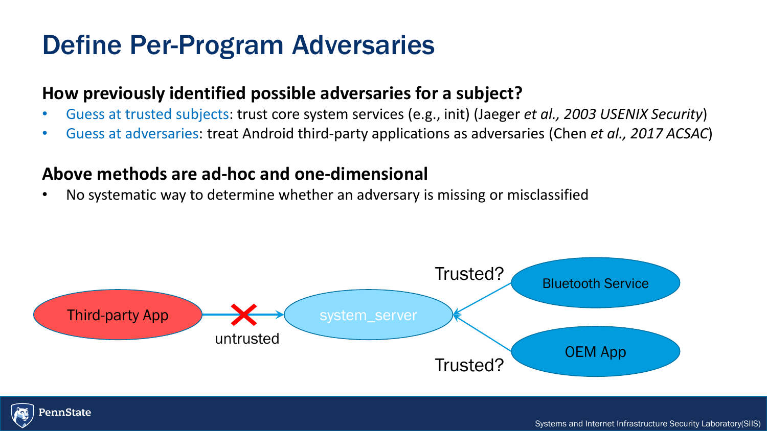# Define Per-Program Adversaries

**How previously identified possible adversaries for a subject?**

- Guess at trusted subjects: trust core system services (e.g., init) (Jaeger *et al., 2003 USENIX Security*)
- Guess at adversaries: treat Android third-party applications as adversaries (Chen *et al., 2017 ACSAC*)

**Above methods are ad-hoc and one-dimensional**

- No systematic way to determine whether an adversary is missing or misclassified

Third-party App → (untrusted) system_server

Bluetooth Service → (Trusted?) system_server

OEM App → (Trusted?) system_server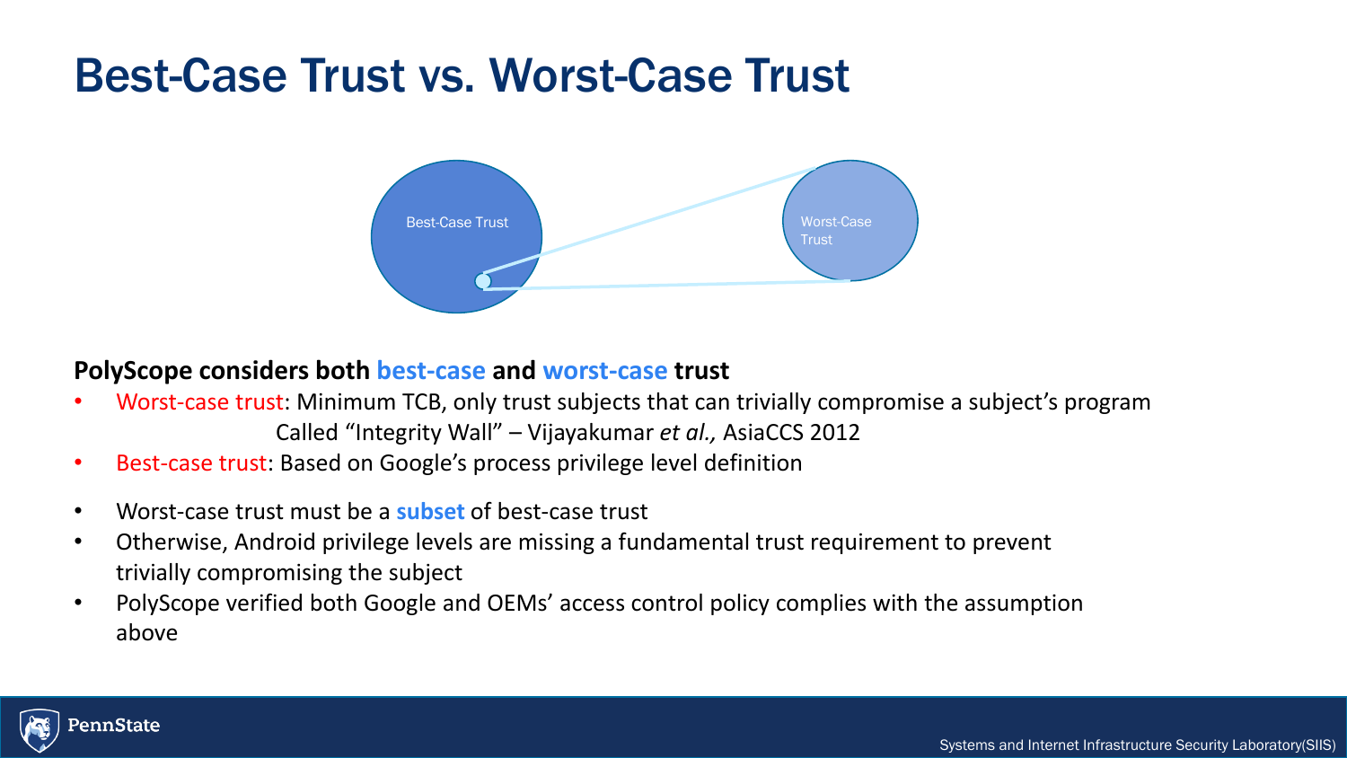# Best-Case Trust vs. Worst-Case Trust

Best-Case Trust

Worst-Case Trust

**PolyScope considers both best-case and worst-case trust**

- Worst-case trust: Minimum TCB, only trust subjects that can trivially compromise a subject's program
  Called "Integrity Wall" – Vijayakumar *et al.,* AsiaCCS 2012
- Best-case trust: Based on Google's process privilege level definition

- Worst-case trust must be a **subset** of best-case trust
- Otherwise, Android privilege levels are missing a fundamental trust requirement to prevent trivially compromising the subject
- PolyScope verified both Google and OEMs' access control policy complies with the assumption above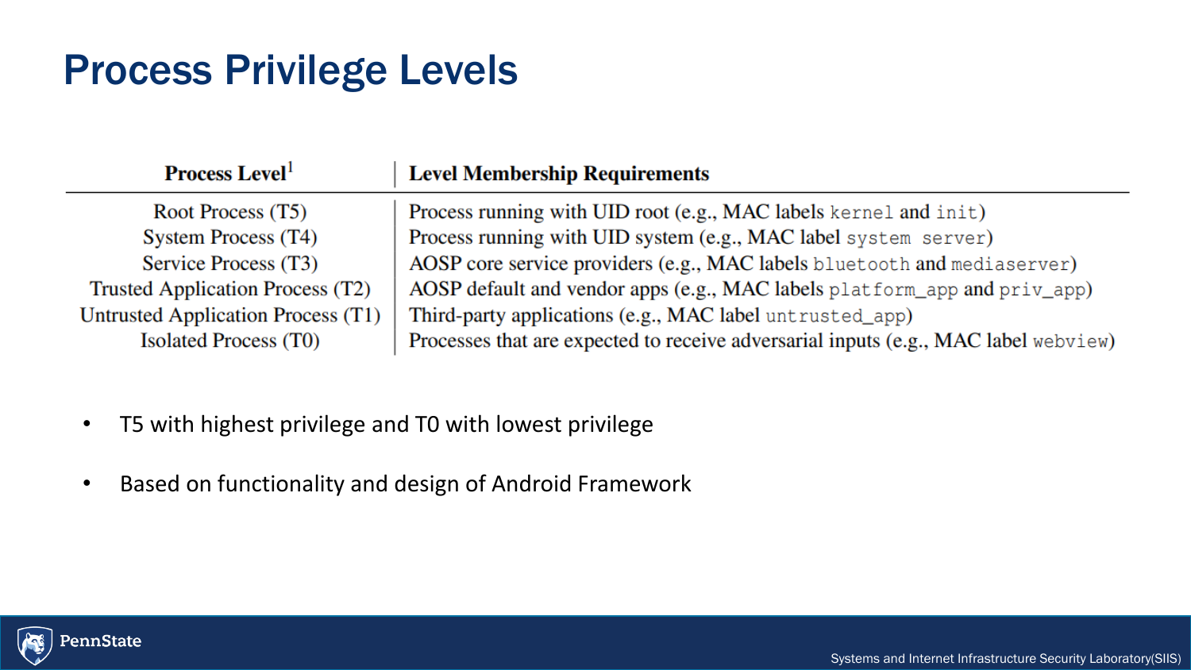# Process Privilege Levels

| Process Level[1] | Level Membership Requirements |
|---|---|
| Root Process (T5) | Process running with UID root (e.g., MAC labels `kernel` and `init`) |
| System Process (T4) | Process running with UID system (e.g., MAC label `system server`) |
| Service Process (T3) | AOSP core service providers (e.g., MAC labels `bluetooth` and `mediaserver`) |
| Trusted Application Process (T2) | AOSP default and vendor apps (e.g., MAC labels `platform_app` and `priv_app`) |
| Untrusted Application Process (T1) | Third-party applications (e.g., MAC label `untrusted_app`) |
| Isolated Process (T0) | Processes that are expected to receive adversarial inputs (e.g., MAC label `webview`) |

- T5 with highest privilege and T0 with lowest privilege
- Based on functionality and design of Android Framework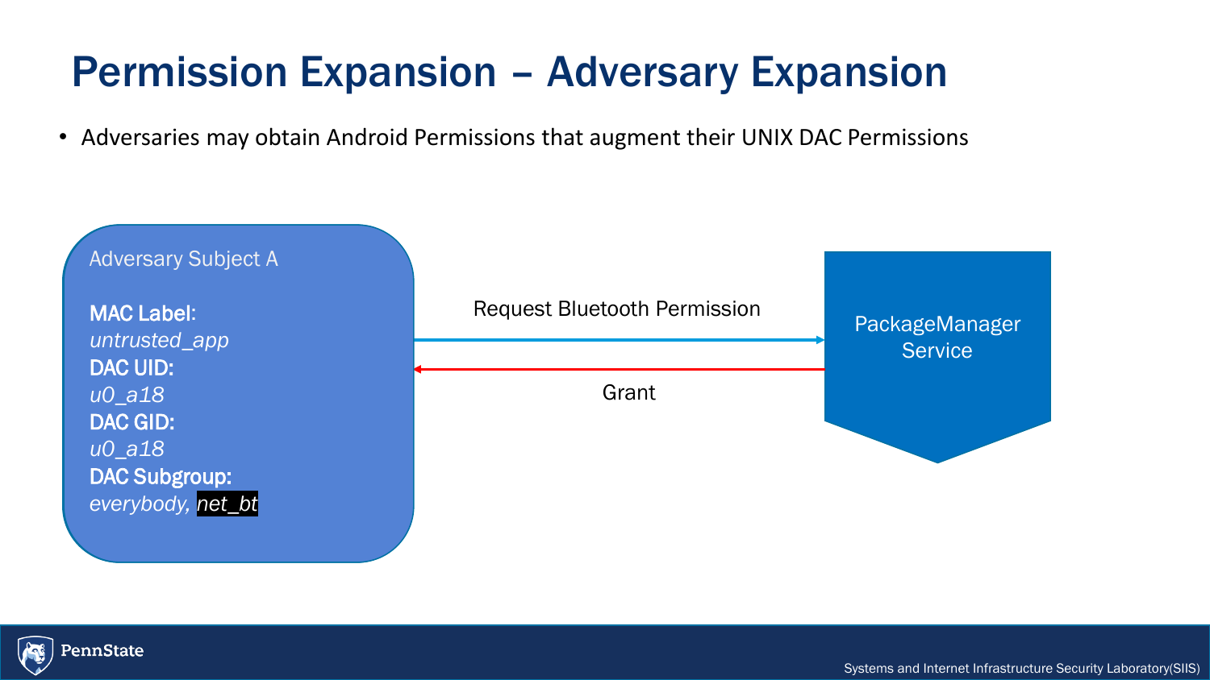# Permission Expansion – Adversary Expansion

- Adversaries may obtain Android Permissions that augment their UNIX DAC Permissions

Adversary Subject A

**MAC Label:**
*untrusted_app*
**DAC UID:**
*u0_a18*
**DAC GID:**
*u0_a18*
**DAC Subgroup:**
*everybody, net_bt*

Request Bluetooth Permission

Grant

PackageManager Service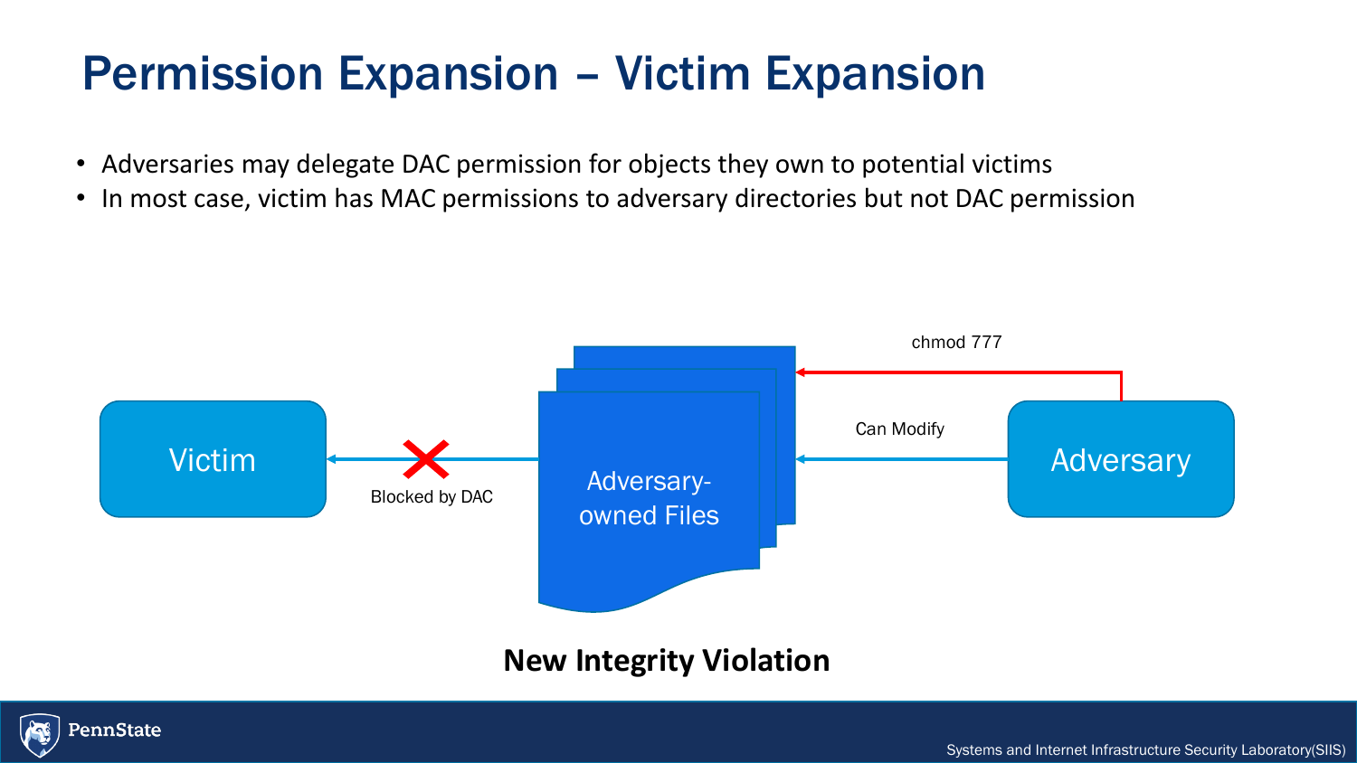# Permission Expansion – Victim Expansion

- Adversaries may delegate DAC permission for objects they own to potential victims
- In most case, victim has MAC permissions to adversary directories but not DAC permission

Victim

Blocked by DAC

Adversary-owned Files

chmod 777

Can Modify

Adversary

**New Integrity Violation**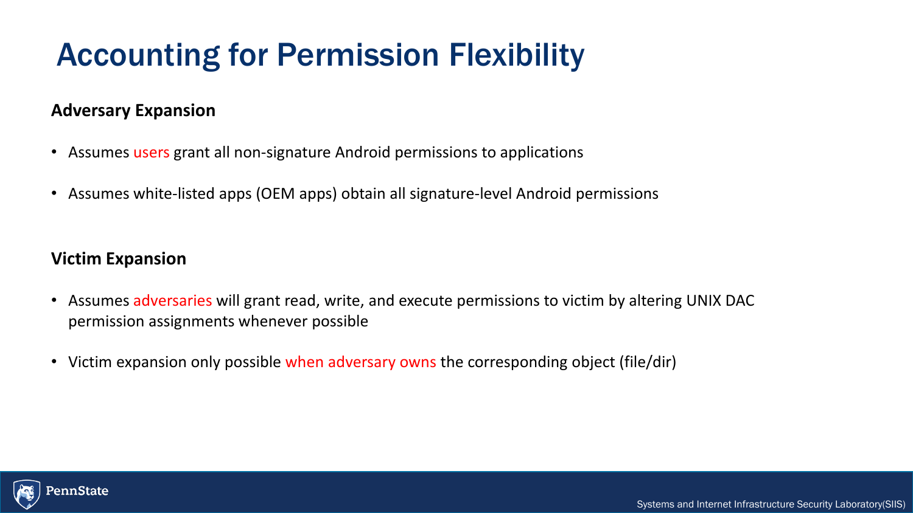# Accounting for Permission Flexibility

**Adversary Expansion**

- Assumes users grant all non-signature Android permissions to applications
- Assumes white-listed apps (OEM apps) obtain all signature-level Android permissions

**Victim Expansion**

- Assumes adversaries will grant read, write, and execute permissions to victim by altering UNIX DAC permission assignments whenever possible
- Victim expansion only possible when adversary owns the corresponding object (file/dir)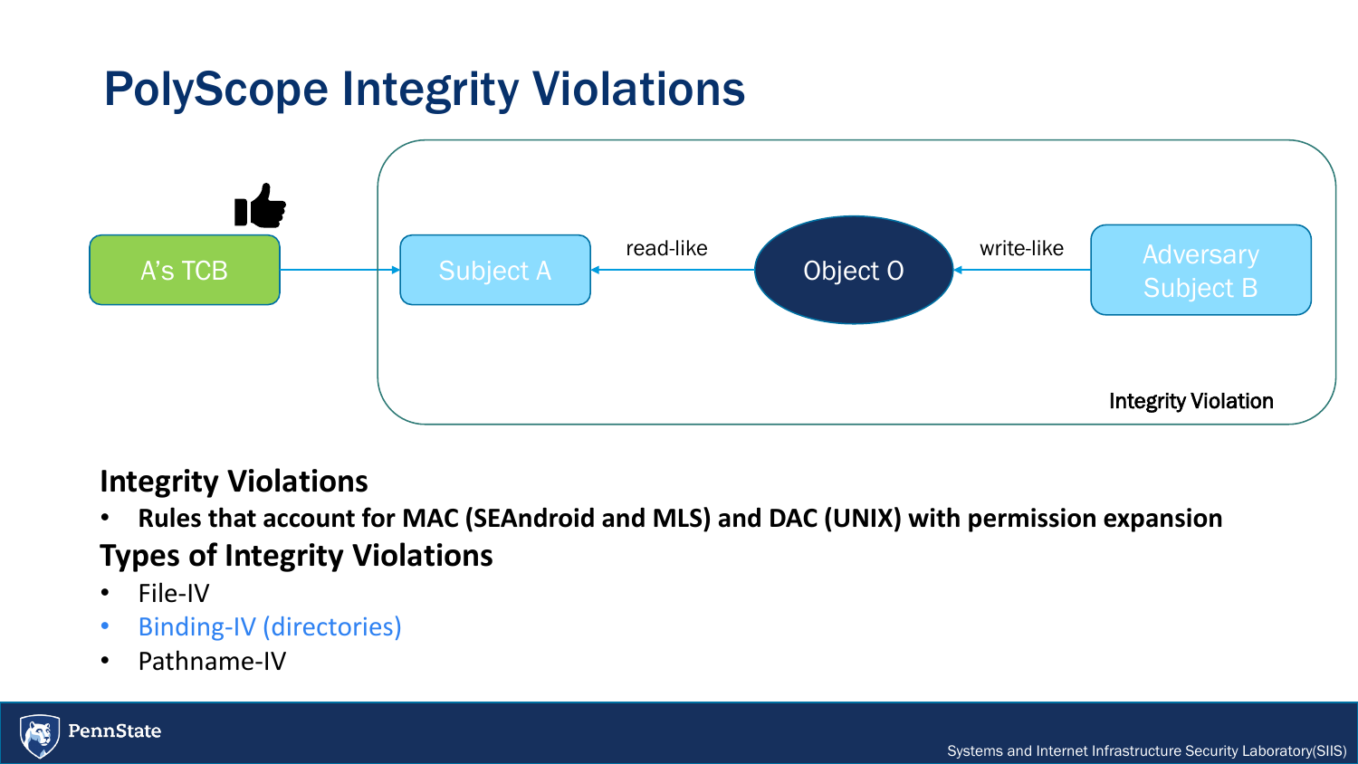# PolyScope Integrity Violations

A's TCB → Subject A ← read-like ← Object O ← write-like ← Adversary Subject B

Integrity Violation

## Integrity Violations

- **Rules that account for MAC (SEAndroid and MLS) and DAC (UNIX) with permission expansion**

## Types of Integrity Violations

- File-IV
- Binding-IV (directories)
- Pathname-IV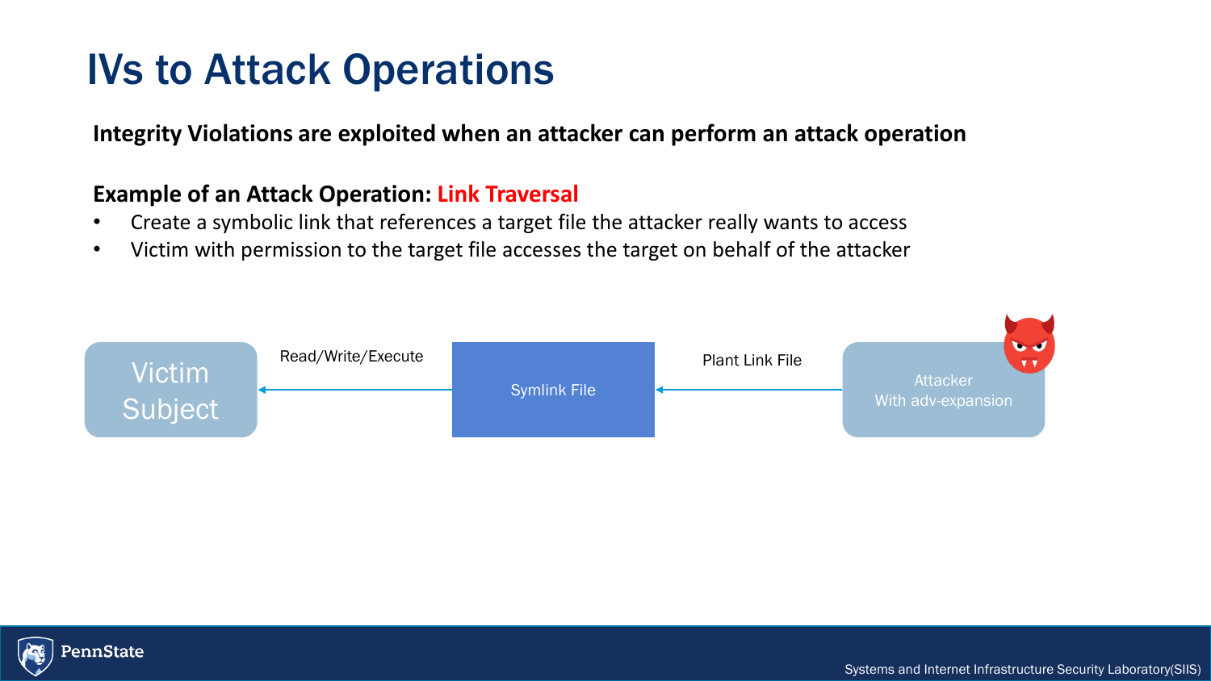# IVs to Attack Operations

**Integrity Violations are exploited when an attacker can perform an attack operation**

**Example of an Attack Operation: Link Traversal**

- Create a symbolic link that references a target file the attacker really wants to access
- Victim with permission to the target file accesses the target on behalf of the attacker

Victim Subject ← Read/Write/Execute — Symlink File ← Plant Link File — Attacker With adv-expansion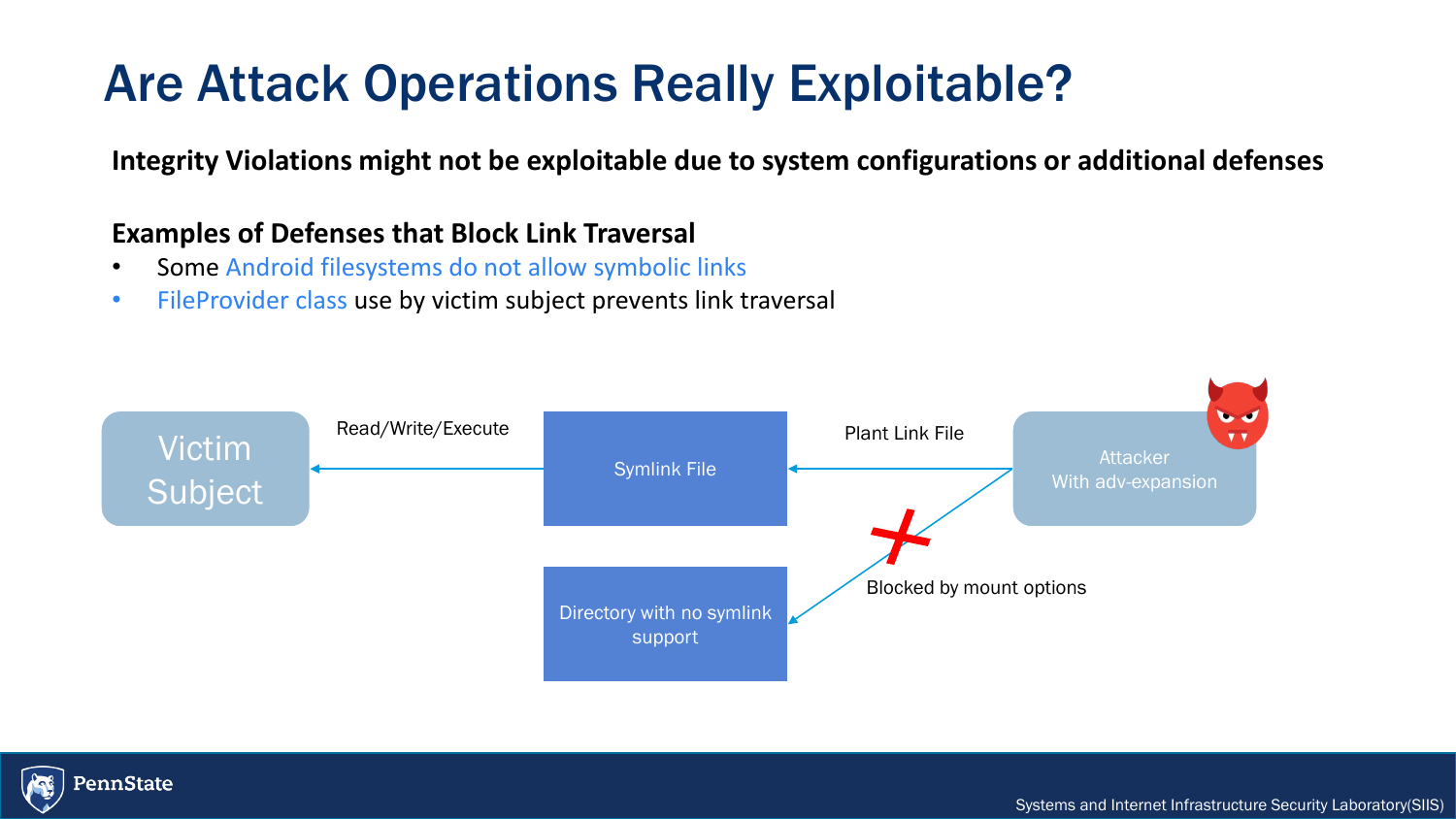# Are Attack Operations Really Exploitable?

**Integrity Violations might not be exploitable due to system configurations or additional defenses**

**Examples of Defenses that Block Link Traversal**

- Some Android filesystems do not allow symbolic links
- FileProvider class use by victim subject prevents link traversal

Victim Subject

Read/Write/Execute

Symlink File

Plant Link File

Attacker With adv-expansion

Blocked by mount options

Directory with no symlink support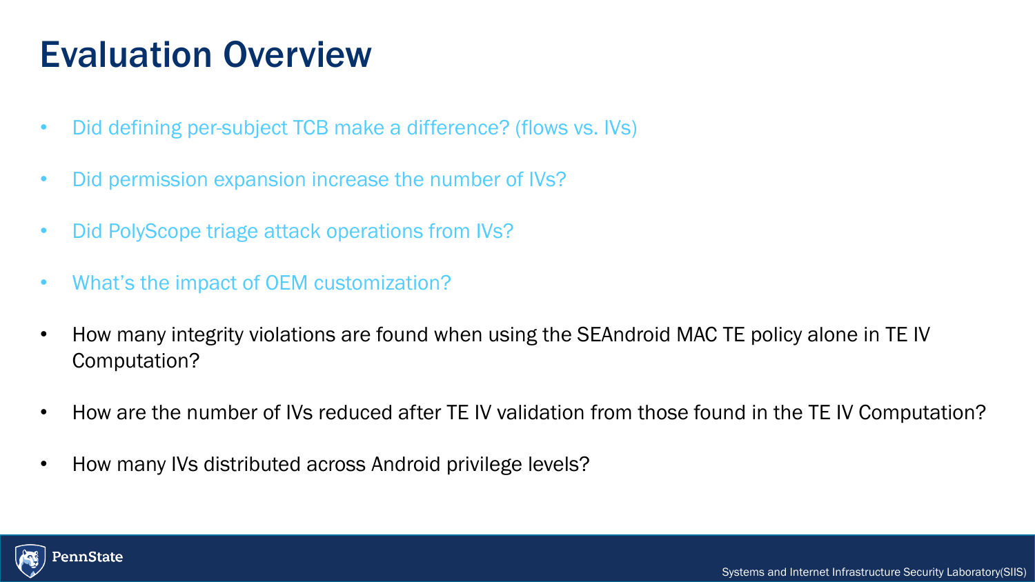# Evaluation Overview

- Did defining per-subject TCB make a difference? (flows vs. IVs)
- Did permission expansion increase the number of IVs?
- Did PolyScope triage attack operations from IVs?
- What's the impact of OEM customization?
- How many integrity violations are found when using the SEAndroid MAC TE policy alone in TE IV Computation?
- How are the number of IVs reduced after TE IV validation from those found in the TE IV Computation?
- How many IVs distributed across Android privilege levels?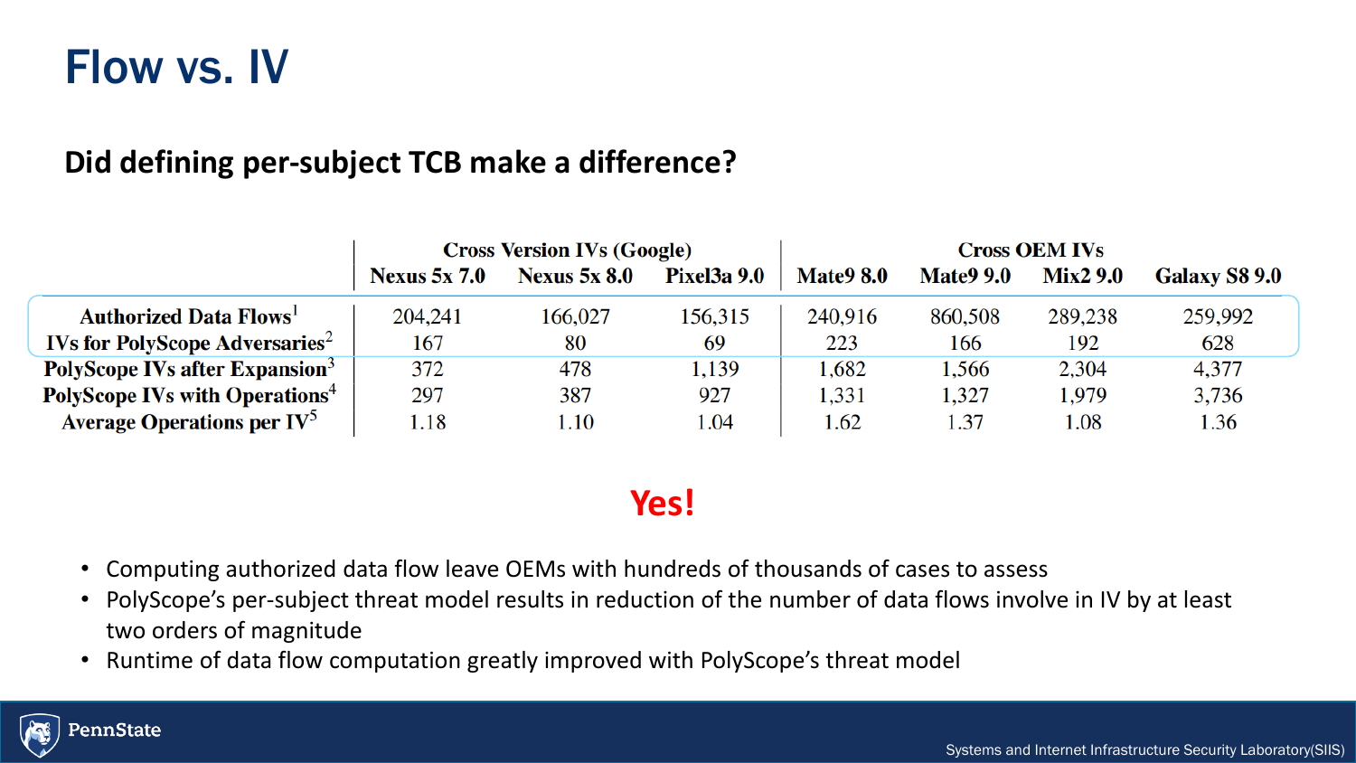# Flow vs. IV

## Did defining per-subject TCB make a difference?

| | Cross Version IVs (Google) | | | Cross OEM IVs | | | |
|---|---|---|---|---|---|---|---|
| | Nexus 5x 7.0 | Nexus 5x 8.0 | Pixel3a 9.0 | Mate9 8.0 | Mate9 9.0 | Mix2 9.0 | Galaxy S8 9.0 |
| Authorized Data Flows[1] | 204,241 | 166,027 | 156,315 | 240,916 | 860,508 | 289,238 | 259,992 |
| IVs for PolyScope Adversaries[2] | 167 | 80 | 69 | 223 | 166 | 192 | 628 |
| PolyScope IVs after Expansion[3] | 372 | 478 | 1,139 | 1,682 | 1,566 | 2,304 | 4,377 |
| PolyScope IVs with Operations[4] | 297 | 387 | 927 | 1,331 | 1,327 | 1,979 | 3,736 |
| Average Operations per IV[5] | 1.18 | 1.10 | 1.04 | 1.62 | 1.37 | 1.08 | 1.36 |

**Yes!**

- Computing authorized data flow leave OEMs with hundreds of thousands of cases to assess
- PolyScope's per-subject threat model results in reduction of the number of data flows involve in IV by at least two orders of magnitude
- Runtime of data flow computation greatly improved with PolyScope's threat model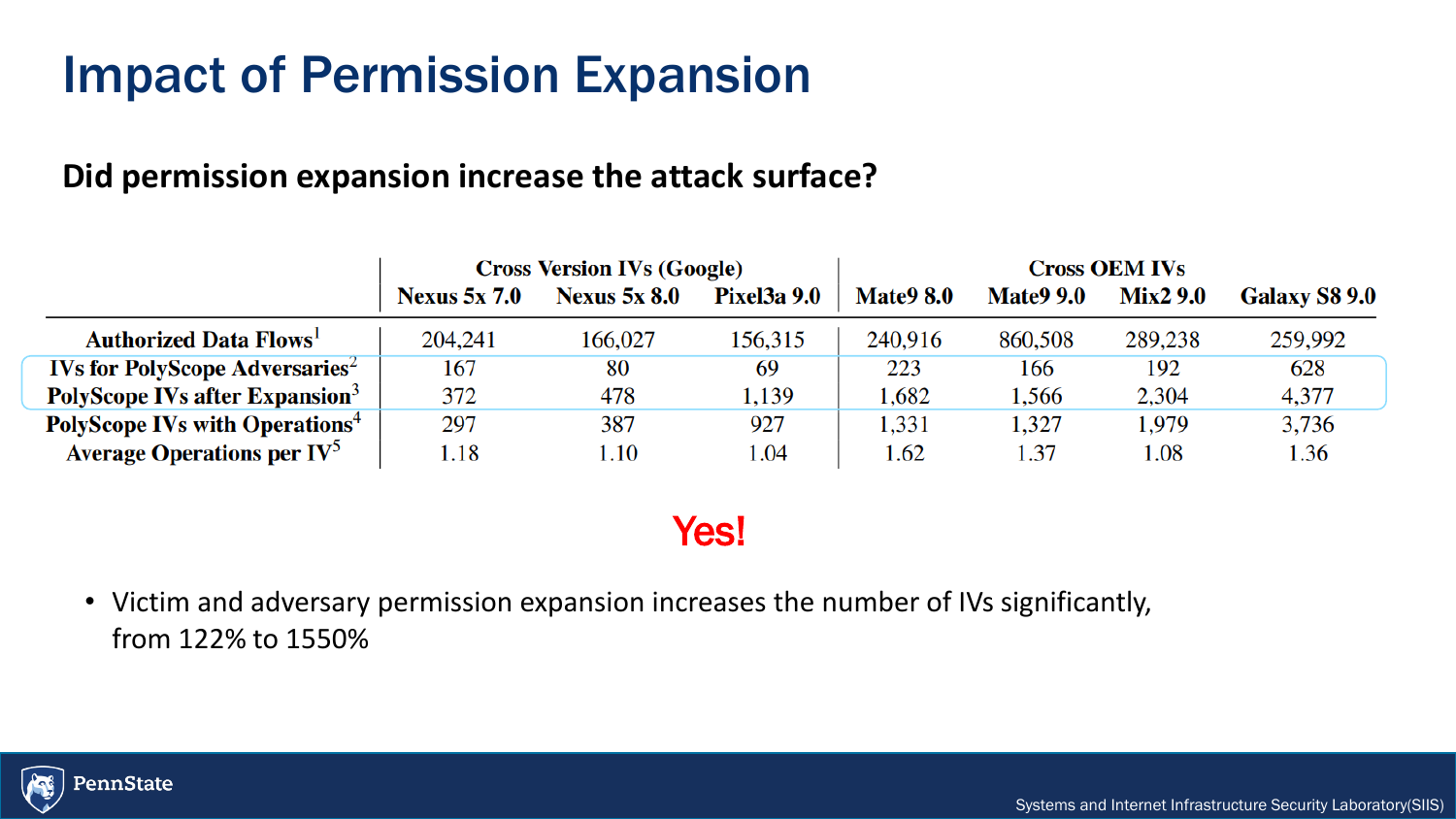# Impact of Permission Expansion

**Did permission expansion increase the attack surface?**

| | Cross Version IVs (Google) | | | Cross OEM IVs | | | |
|---|---|---|---|---|---|---|---|
| | Nexus 5x 7.0 | Nexus 5x 8.0 | Pixel3a 9.0 | Mate9 8.0 | Mate9 9.0 | Mix2 9.0 | Galaxy S8 9.0 |
| Authorized Data Flows[1] | 204,241 | 166,027 | 156,315 | 240,916 | 860,508 | 289,238 | 259,992 |
| IVs for PolyScope Adversaries[2] | 167 | 80 | 69 | 223 | 166 | 192 | 628 |
| PolyScope IVs after Expansion[3] | 372 | 478 | 1,139 | 1,682 | 1,566 | 2,304 | 4,377 |
| PolyScope IVs with Operations[4] | 297 | 387 | 927 | 1,331 | 1,327 | 1,979 | 3,736 |
| Average Operations per IV[5] | 1.18 | 1.10 | 1.04 | 1.62 | 1.37 | 1.08 | 1.36 |

**Yes!**

- Victim and adversary permission expansion increases the number of IVs significantly, from 122% to 1550%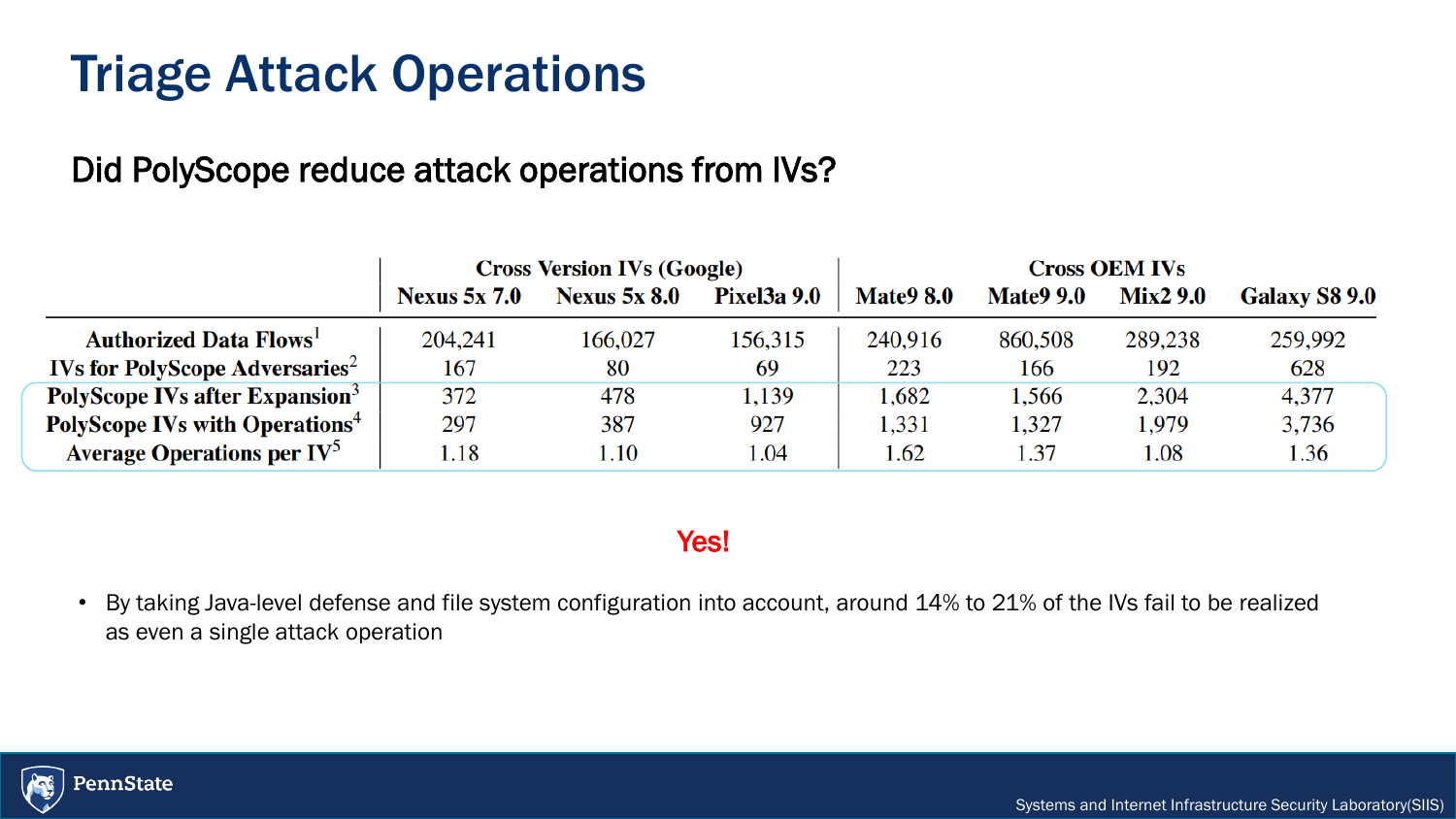# Triage Attack Operations

## Did PolyScope reduce attack operations from IVs?

| | Cross Version IVs (Google) | | | Cross OEM IVs | | | |
|---|---|---|---|---|---|---|---|
| | Nexus 5x 7.0 | Nexus 5x 8.0 | Pixel3a 9.0 | Mate9 8.0 | Mate9 9.0 | Mix2 9.0 | Galaxy S8 9.0 |
| Authorized Data Flows[1] | 204,241 | 166,027 | 156,315 | 240,916 | 860,508 | 289,238 | 259,992 |
| IVs for PolyScope Adversaries[2] | 167 | 80 | 69 | 223 | 166 | 192 | 628 |
| PolyScope IVs after Expansion[3] | 372 | 478 | 1,139 | 1,682 | 1,566 | 2,304 | 4,377 |
| PolyScope IVs with Operations[4] | 297 | 387 | 927 | 1,331 | 1,327 | 1,979 | 3,736 |
| Average Operations per IV[5] | 1.18 | 1.10 | 1.04 | 1.62 | 1.37 | 1.08 | 1.36 |

Yes!

- By taking Java-level defense and file system configuration into account, around 14% to 21% of the IVs fail to be realized as even a single attack operation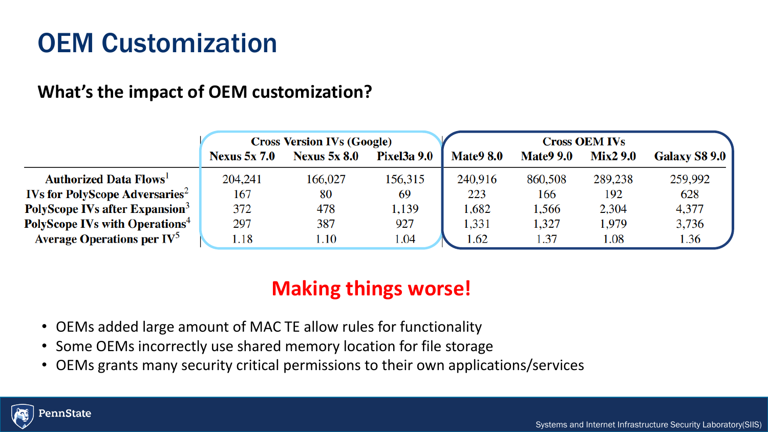# OEM Customization

### What's the impact of OEM customization?

| | Cross Version IVs (Google) | | | Cross OEM IVs | | | |
|---|---|---|---|---|---|---|---|
| | Nexus 5x 7.0 | Nexus 5x 8.0 | Pixel3a 9.0 | Mate9 8.0 | Mate9 9.0 | Mix2 9.0 | Galaxy S8 9.0 |
| Authorized Data Flows[1] | 204,241 | 166,027 | 156,315 | 240,916 | 860,508 | 289,238 | 259,992 |
| IVs for PolyScope Adversaries[2] | 167 | 80 | 69 | 223 | 166 | 192 | 628 |
| PolyScope IVs after Expansion[3] | 372 | 478 | 1,139 | 1,682 | 1,566 | 2,304 | 4,377 |
| PolyScope IVs with Operations[4] | 297 | 387 | 927 | 1,331 | 1,327 | 1,979 | 3,736 |
| Average Operations per IV[5] | 1.18 | 1.10 | 1.04 | 1.62 | 1.37 | 1.08 | 1.36 |

**Making things worse!**

- OEMs added large amount of MAC TE allow rules for functionality
- Some OEMs incorrectly use shared memory location for file storage
- OEMs grants many security critical permissions to their own applications/services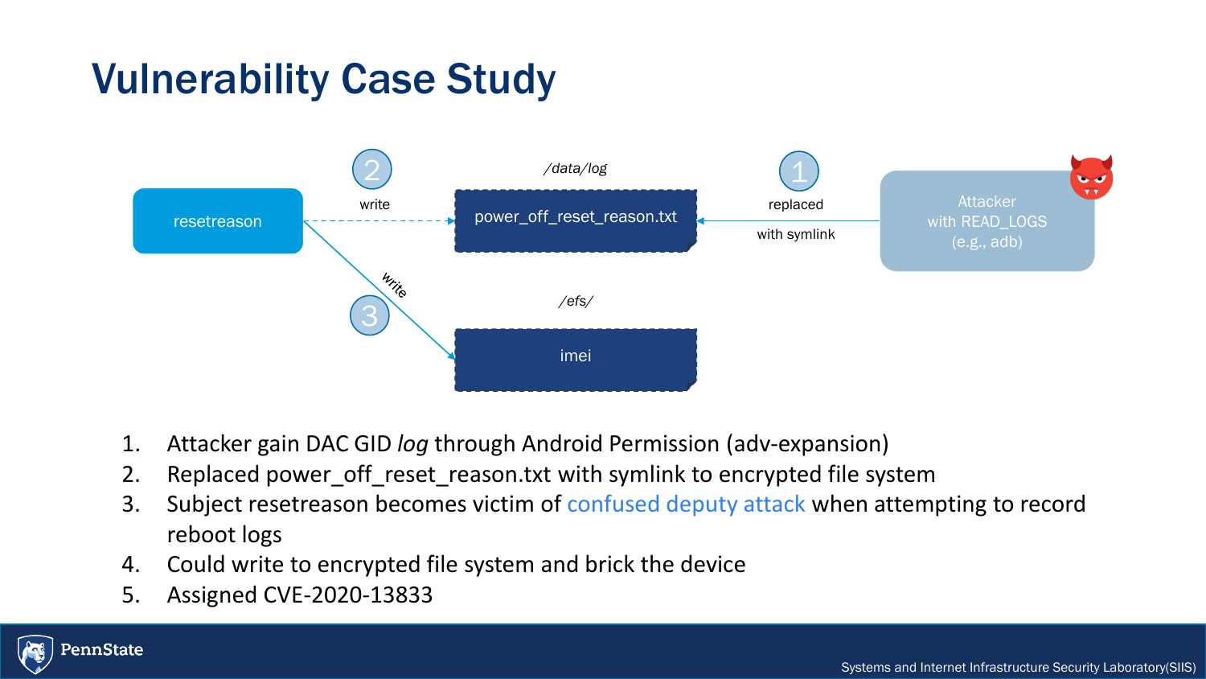# Vulnerability Case Study

resetreason

2 write

/data/log

power_off_reset_reason.txt

1 replaced with symlink

Attacker with READ_LOGS (e.g., adb)

write 3

/efs/

imei

1. Attacker gain DAC GID *log* through Android Permission (adv-expansion)
2. Replaced power_off_reset_reason.txt with symlink to encrypted file system
3. Subject resetreason becomes victim of confused deputy attack when attempting to record reboot logs
4. Could write to encrypted file system and brick the device
5. Assigned CVE-2020-13833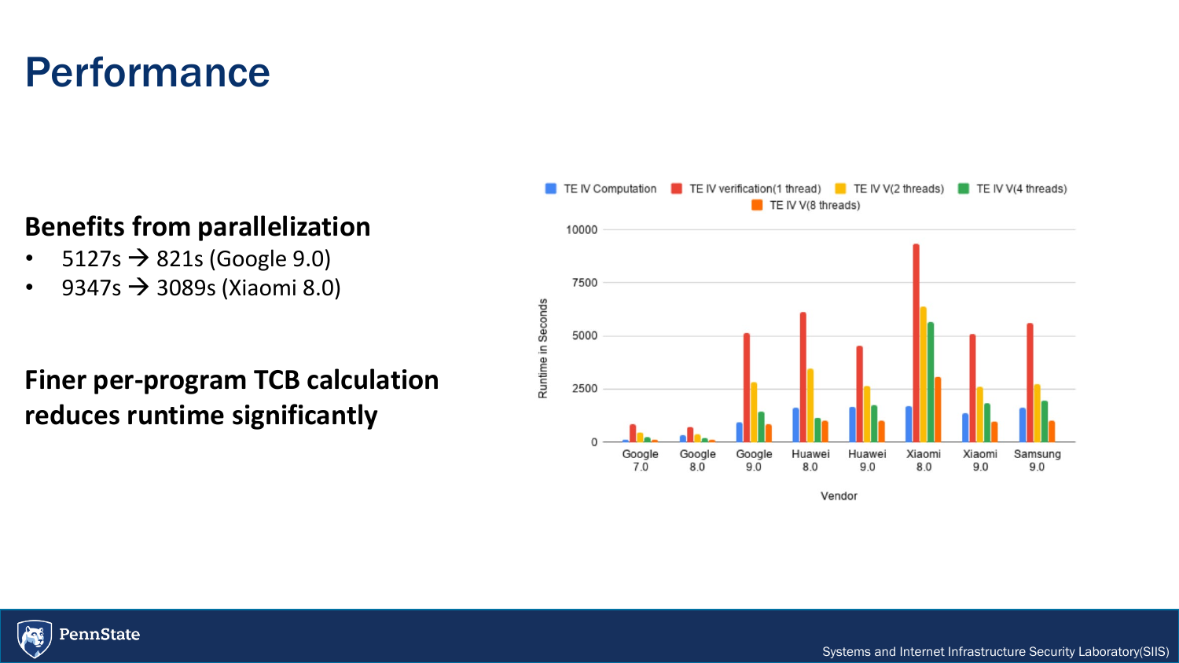# Performance

**Benefits from parallelization**

- 5127s → 821s (Google 9.0)
- 9347s → 3089s (Xiaomi 8.0)

**Finer per-program TCB calculation reduces runtime significantly**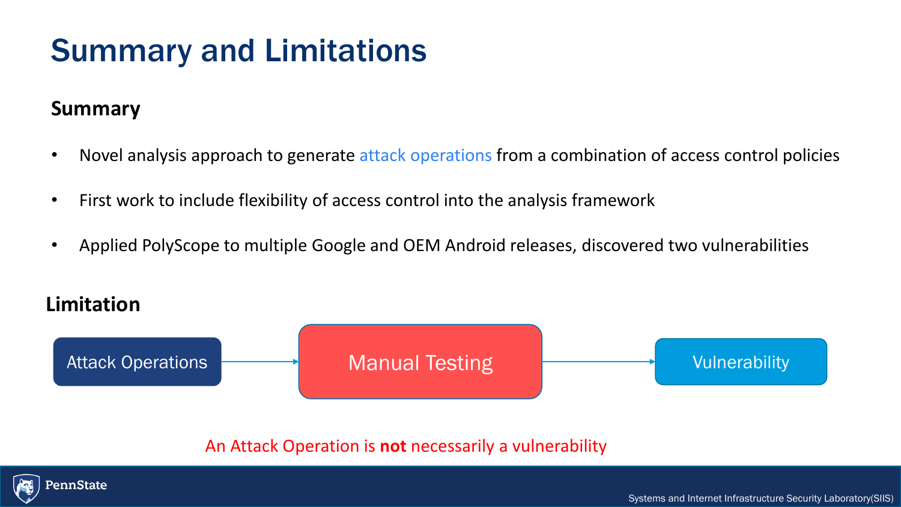# Summary and Limitations

## Summary

- Novel analysis approach to generate attack operations from a combination of access control policies
- First work to include flexibility of access control into the analysis framework
- Applied PolyScope to multiple Google and OEM Android releases, discovered two vulnerabilities

## Limitation

Attack Operations → Manual Testing → Vulnerability

An Attack Operation is **not** necessarily a vulnerability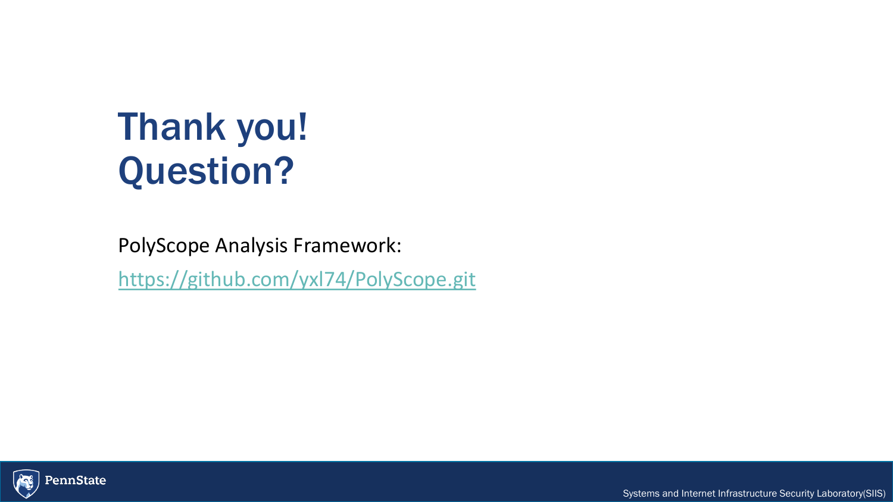# Thank you!
# Question?

PolyScope Analysis Framework:

https://github.com/yxl74/PolyScope.git